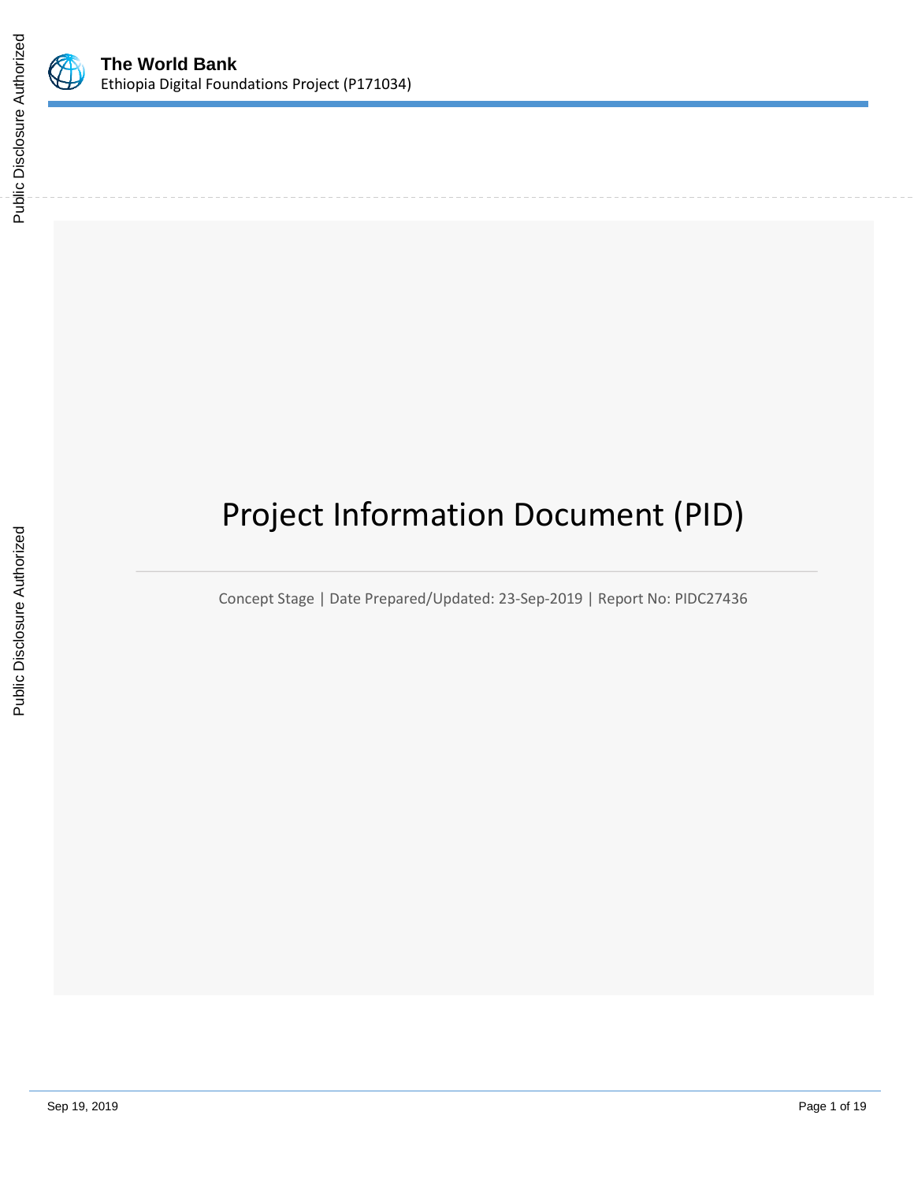# Project Information Document (PID)

Concept Stage | Date Prepared/Updated: 23-Sep-2019 | Report No: PIDC27436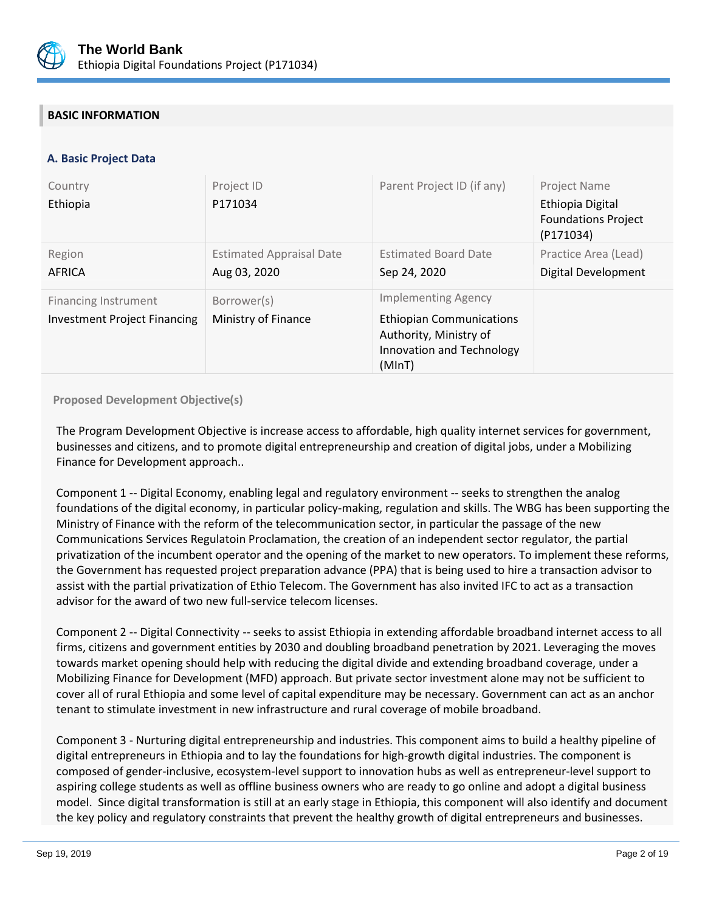## BASIC INFORMATION

### A. Basic Project Data

| Country | Project ID | Parent Project ID (if any) | Project Name |
|---|---|---|---|
| Ethiopia | P171034 | | Ethiopia Digital Foundations Project (P171034) |
| Region | Estimated Appraisal Date | Estimated Board Date | Practice Area (Lead) |
| AFRICA | Aug 03, 2020 | Sep 24, 2020 | Digital Development |
| Financing Instrument | Borrower(s) | Implementing Agency | |
| Investment Project Financing | Ministry of Finance | Ethiopian Communications Authority, Ministry of Innovation and Technology (MInT) | |

**Proposed Development Objective(s)**

The Program Development Objective is increase access to affordable, high quality internet services for government, businesses and citizens, and to promote digital entrepreneurship and creation of digital jobs, under a Mobilizing Finance for Development approach..

Component 1 -- Digital Economy, enabling legal and regulatory environment -- seeks to strengthen the analog foundations of the digital economy, in particular policy-making, regulation and skills. The WBG has been supporting the Ministry of Finance with the reform of the telecommunication sector, in particular the passage of the new Communications Services Regulatoin Proclamation, the creation of an independent sector regulator, the partial privatization of the incumbent operator and the opening of the market to new operators. To implement these reforms, the Government has requested project preparation advance (PPA) that is being used to hire a transaction advisor to assist with the partial privatization of Ethio Telecom. The Government has also invited IFC to act as a transaction advisor for the award of two new full-service telecom licenses.

Component 2 -- Digital Connectivity -- seeks to assist Ethiopia in extending affordable broadband internet access to all firms, citizens and government entities by 2030 and doubling broadband penetration by 2021. Leveraging the moves towards market opening should help with reducing the digital divide and extending broadband coverage, under a Mobilizing Finance for Development (MFD) approach. But private sector investment alone may not be sufficient to cover all of rural Ethiopia and some level of capital expenditure may be necessary. Government can act as an anchor tenant to stimulate investment in new infrastructure and rural coverage of mobile broadband.

Component 3 - Nurturing digital entrepreneurship and industries. This component aims to build a healthy pipeline of digital entrepreneurs in Ethiopia and to lay the foundations for high-growth digital industries. The component is composed of gender-inclusive, ecosystem-level support to innovation hubs as well as entrepreneur-level support to aspiring college students as well as offline business owners who are ready to go online and adopt a digital business model. Since digital transformation is still at an early stage in Ethiopia, this component will also identify and document the key policy and regulatory constraints that prevent the healthy growth of digital entrepreneurs and businesses.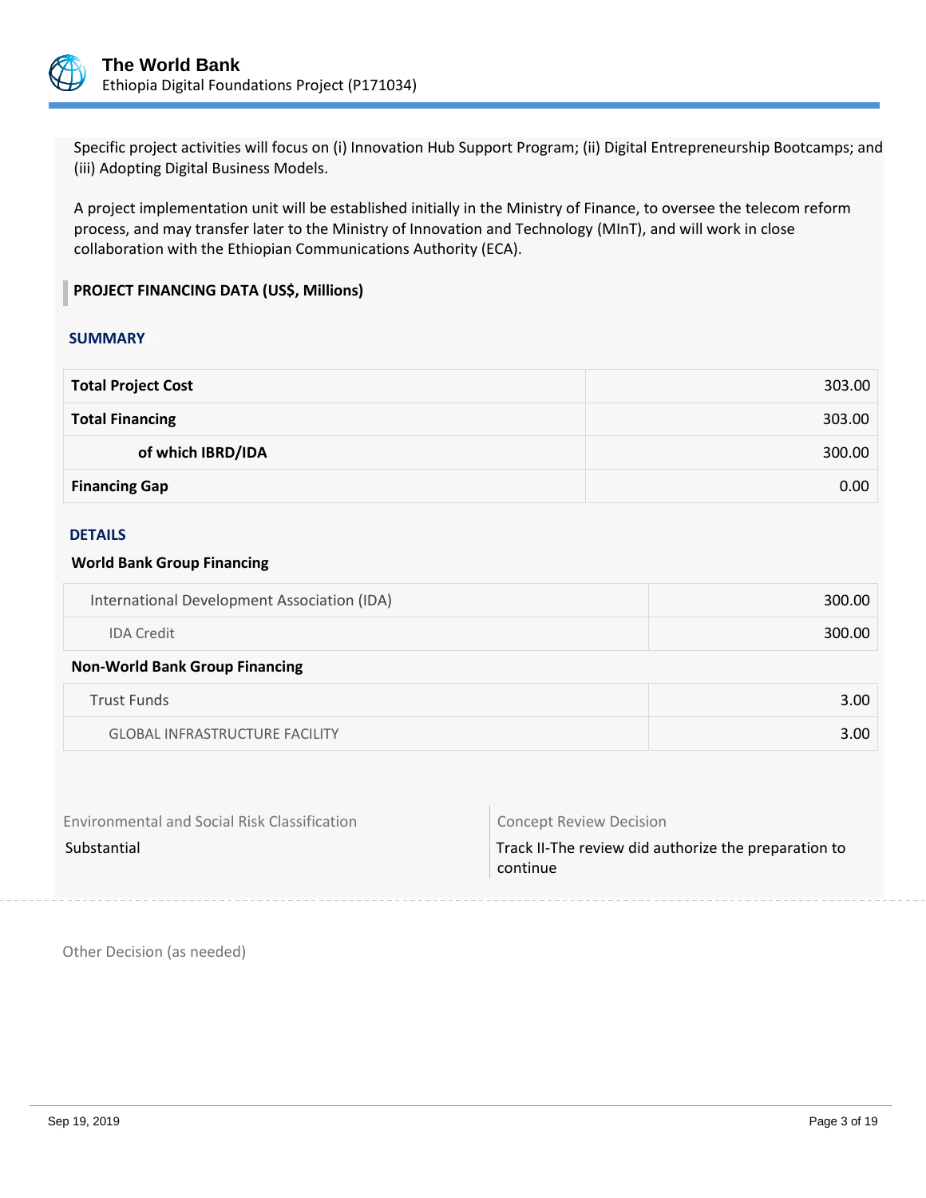Specific project activities will focus on (i) Innovation Hub Support Program; (ii) Digital Entrepreneurship Bootcamps; and (iii) Adopting Digital Business Models.

A project implementation unit will be established initially in the Ministry of Finance, to oversee the telecom reform process, and may transfer later to the Ministry of Innovation and Technology (MInT), and will work in close collaboration with the Ethiopian Communications Authority (ECA).

## PROJECT FINANCING DATA (US$, Millions)

### SUMMARY

| | |
|---|---|
| **Total Project Cost** | 303.00 |
| **Total Financing** | 303.00 |
| **of which IBRD/IDA** | 300.00 |
| **Financing Gap** | 0.00 |

### DETAILS

**World Bank Group Financing**

| | |
|---|---|
| International Development Association (IDA) | 300.00 |
| IDA Credit | 300.00 |

**Non-World Bank Group Financing**

| | |
|---|---|
| Trust Funds | 3.00 |
| GLOBAL INFRASTRUCTURE FACILITY | 3.00 |

| Environmental and Social Risk Classification | Concept Review Decision |
|---|---|
| Substantial | Track II-The review did authorize the preparation to continue |

Other Decision (as needed)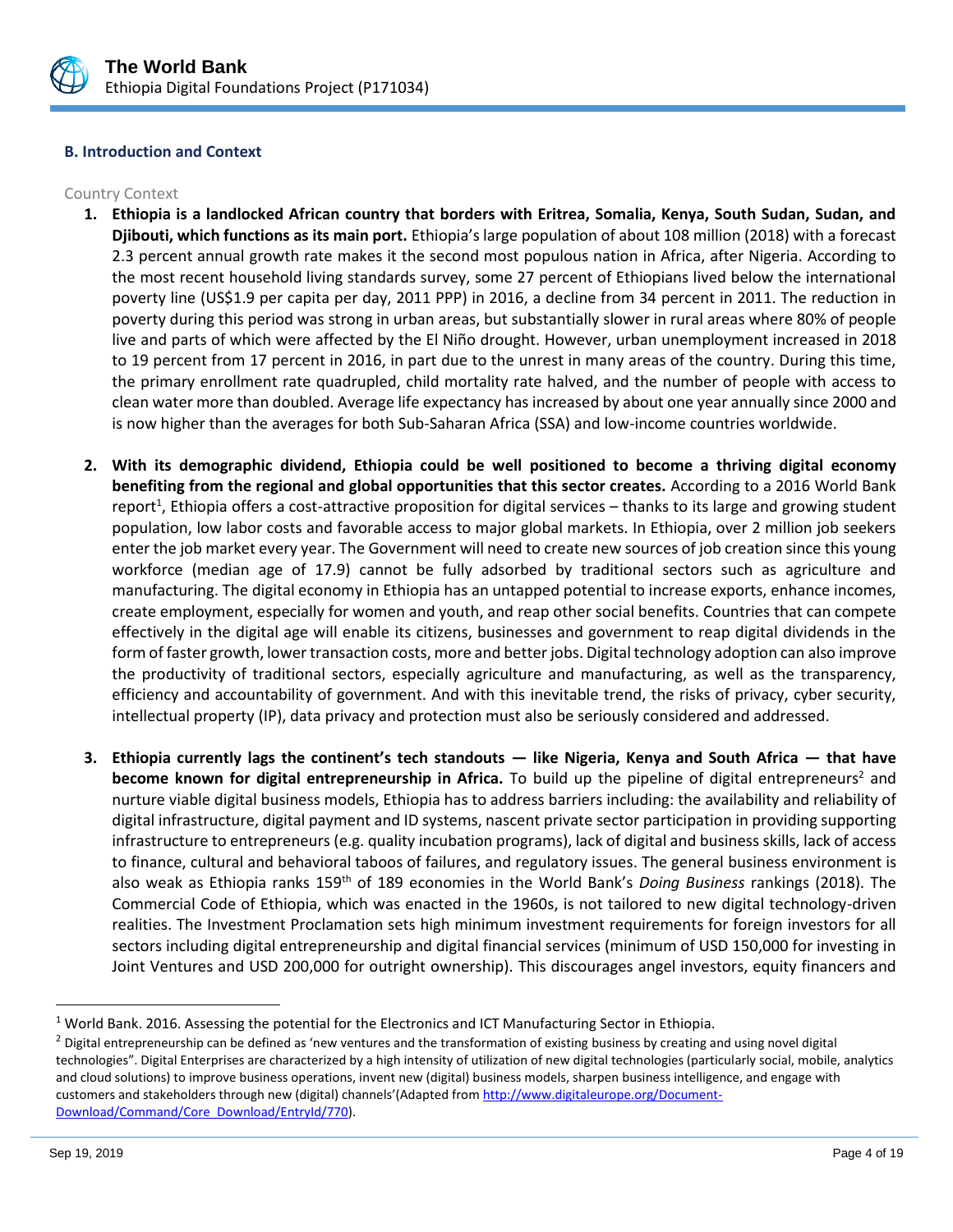### B. Introduction and Context

Country Context

1. **Ethiopia is a landlocked African country that borders with Eritrea, Somalia, Kenya, South Sudan, Sudan, and Djibouti, which functions as its main port.** Ethiopia's large population of about 108 million (2018) with a forecast 2.3 percent annual growth rate makes it the second most populous nation in Africa, after Nigeria. According to the most recent household living standards survey, some 27 percent of Ethiopians lived below the international poverty line (US$1.9 per capita per day, 2011 PPP) in 2016, a decline from 34 percent in 2011. The reduction in poverty during this period was strong in urban areas, but substantially slower in rural areas where 80% of people live and parts of which were affected by the El Niño drought. However, urban unemployment increased in 2018 to 19 percent from 17 percent in 2016, in part due to the unrest in many areas of the country. During this time, the primary enrollment rate quadrupled, child mortality rate halved, and the number of people with access to clean water more than doubled. Average life expectancy has increased by about one year annually since 2000 and is now higher than the averages for both Sub-Saharan Africa (SSA) and low-income countries worldwide.

2. **With its demographic dividend, Ethiopia could be well positioned to become a thriving digital economy benefiting from the regional and global opportunities that this sector creates.** According to a 2016 World Bank report[1], Ethiopia offers a cost-attractive proposition for digital services – thanks to its large and growing student population, low labor costs and favorable access to major global markets. In Ethiopia, over 2 million job seekers enter the job market every year. The Government will need to create new sources of job creation since this young workforce (median age of 17.9) cannot be fully adsorbed by traditional sectors such as agriculture and manufacturing. The digital economy in Ethiopia has an untapped potential to increase exports, enhance incomes, create employment, especially for women and youth, and reap other social benefits. Countries that can compete effectively in the digital age will enable its citizens, businesses and government to reap digital dividends in the form of faster growth, lower transaction costs, more and better jobs. Digital technology adoption can also improve the productivity of traditional sectors, especially agriculture and manufacturing, as well as the transparency, efficiency and accountability of government. And with this inevitable trend, the risks of privacy, cyber security, intellectual property (IP), data privacy and protection must also be seriously considered and addressed.

3. **Ethiopia currently lags the continent's tech standouts — like Nigeria, Kenya and South Africa — that have become known for digital entrepreneurship in Africa.** To build up the pipeline of digital entrepreneurs[2] and nurture viable digital business models, Ethiopia has to address barriers including: the availability and reliability of digital infrastructure, digital payment and ID systems, nascent private sector participation in providing supporting infrastructure to entrepreneurs (e.g. quality incubation programs), lack of digital and business skills, lack of access to finance, cultural and behavioral taboos of failures, and regulatory issues. The general business environment is also weak as Ethiopia ranks 159th of 189 economies in the World Bank's *Doing Business* rankings (2018). The Commercial Code of Ethiopia, which was enacted in the 1960s, is not tailored to new digital technology-driven realities. The Investment Proclamation sets high minimum investment requirements for foreign investors for all sectors including digital entrepreneurship and digital financial services (minimum of USD 150,000 for investing in Joint Ventures and USD 200,000 for outright ownership). This discourages angel investors, equity financers and

---

[1] World Bank. 2016. Assessing the potential for the Electronics and ICT Manufacturing Sector in Ethiopia.

[2] Digital entrepreneurship can be defined as 'new ventures and the transformation of existing business by creating and using novel digital technologies". Digital Enterprises are characterized by a high intensity of utilization of new digital technologies (particularly social, mobile, analytics and cloud solutions) to improve business operations, invent new (digital) business models, sharpen business intelligence, and engage with customers and stakeholders through new (digital) channels'(Adapted from http://www.digitaleurope.org/Document-Download/Command/Core_Download/EntryId/770).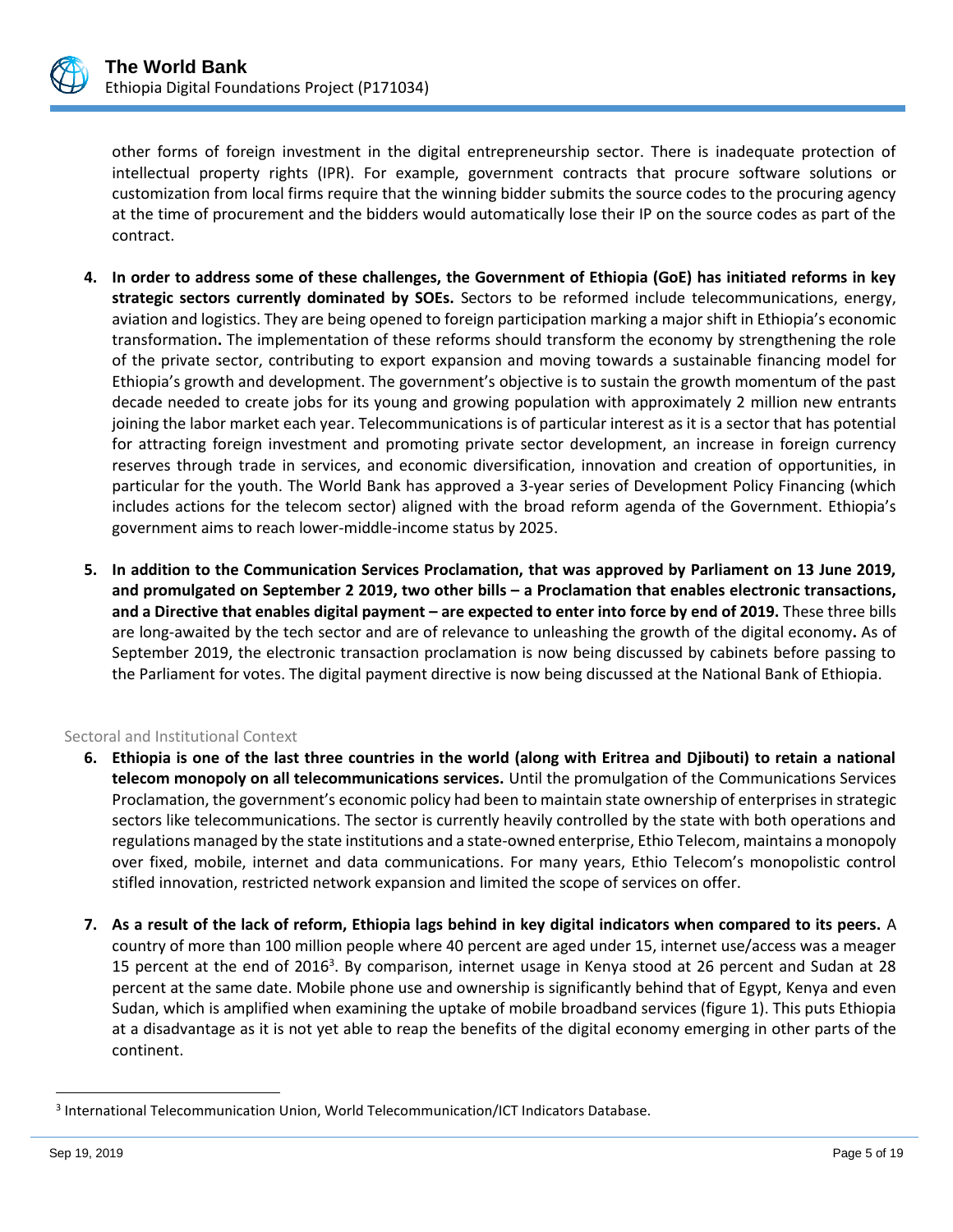other forms of foreign investment in the digital entrepreneurship sector. There is inadequate protection of intellectual property rights (IPR). For example, government contracts that procure software solutions or customization from local firms require that the winning bidder submits the source codes to the procuring agency at the time of procurement and the bidders would automatically lose their IP on the source codes as part of the contract.

4. **In order to address some of these challenges, the Government of Ethiopia (GoE) has initiated reforms in key strategic sectors currently dominated by SOEs.** Sectors to be reformed include telecommunications, energy, aviation and logistics. They are being opened to foreign participation marking a major shift in Ethiopia's economic transformation**.** The implementation of these reforms should transform the economy by strengthening the role of the private sector, contributing to export expansion and moving towards a sustainable financing model for Ethiopia's growth and development. The government's objective is to sustain the growth momentum of the past decade needed to create jobs for its young and growing population with approximately 2 million new entrants joining the labor market each year. Telecommunications is of particular interest as it is a sector that has potential for attracting foreign investment and promoting private sector development, an increase in foreign currency reserves through trade in services, and economic diversification, innovation and creation of opportunities, in particular for the youth. The World Bank has approved a 3-year series of Development Policy Financing (which includes actions for the telecom sector) aligned with the broad reform agenda of the Government. Ethiopia's government aims to reach lower-middle-income status by 2025.

5. **In addition to the Communication Services Proclamation, that was approved by Parliament on 13 June 2019, and promulgated on September 2 2019, two other bills – a Proclamation that enables electronic transactions, and a Directive that enables digital payment – are expected to enter into force by end of 2019.** These three bills are long-awaited by the tech sector and are of relevance to unleashing the growth of the digital economy**.** As of September 2019, the electronic transaction proclamation is now being discussed by cabinets before passing to the Parliament for votes. The digital payment directive is now being discussed at the National Bank of Ethiopia.

## Sectoral and Institutional Context

6. **Ethiopia is one of the last three countries in the world (along with Eritrea and Djibouti) to retain a national telecom monopoly on all telecommunications services.** Until the promulgation of the Communications Services Proclamation, the government's economic policy had been to maintain state ownership of enterprises in strategic sectors like telecommunications. The sector is currently heavily controlled by the state with both operations and regulations managed by the state institutions and a state-owned enterprise, Ethio Telecom, maintains a monopoly over fixed, mobile, internet and data communications. For many years, Ethio Telecom's monopolistic control stifled innovation, restricted network expansion and limited the scope of services on offer.

7. **As a result of the lack of reform, Ethiopia lags behind in key digital indicators when compared to its peers.** A country of more than 100 million people where 40 percent are aged under 15, internet use/access was a meager 15 percent at the end of 2016[3]. By comparison, internet usage in Kenya stood at 26 percent and Sudan at 28 percent at the same date. Mobile phone use and ownership is significantly behind that of Egypt, Kenya and even Sudan, which is amplified when examining the uptake of mobile broadband services (figure 1). This puts Ethiopia at a disadvantage as it is not yet able to reap the benefits of the digital economy emerging in other parts of the continent.

[3] International Telecommunication Union, World Telecommunication/ICT Indicators Database.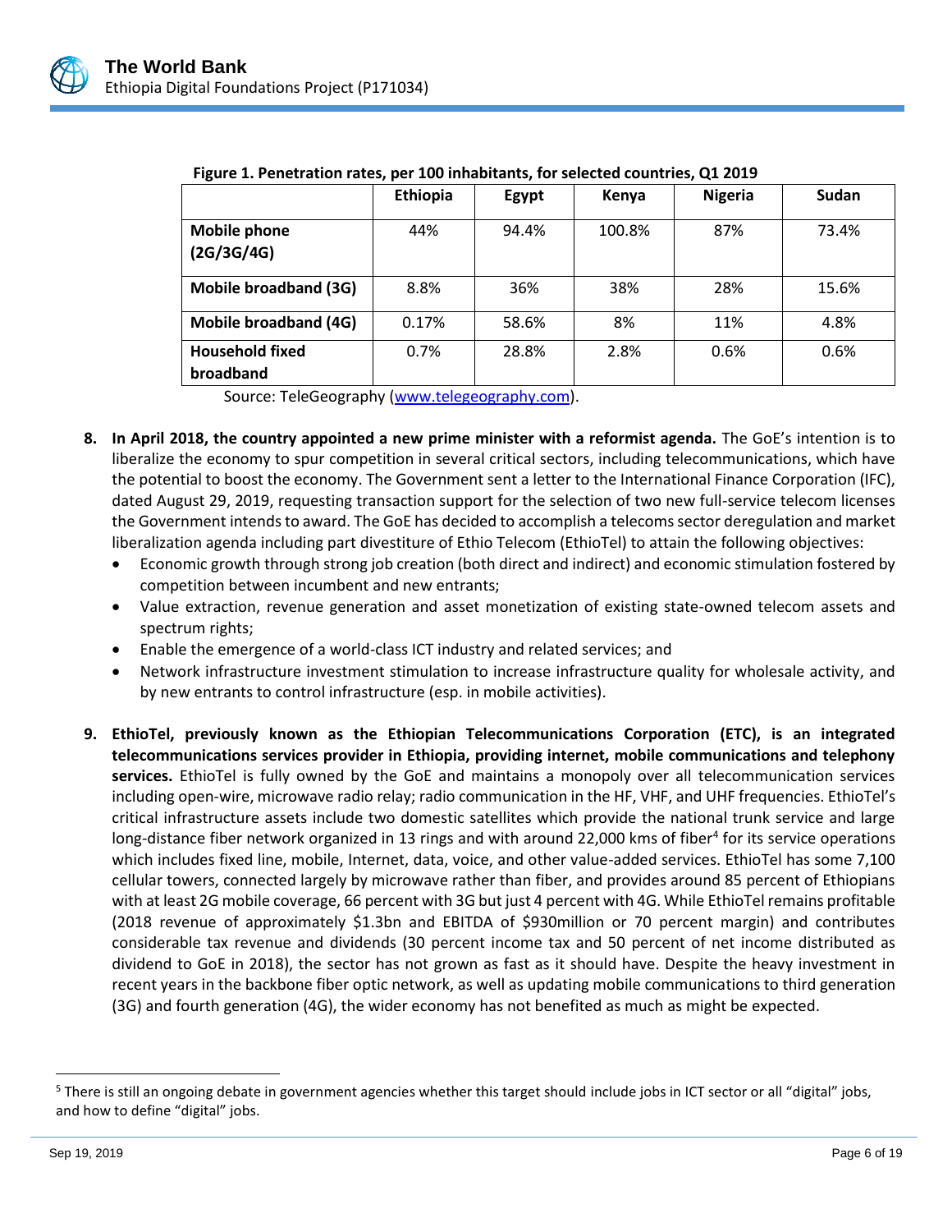**Figure 1. Penetration rates, per 100 inhabitants, for selected countries, Q1 2019**

| | Ethiopia | Egypt | Kenya | Nigeria | Sudan |
|---|---|---|---|---|---|
| **Mobile phone (2G/3G/4G)** | 44% | 94.4% | 100.8% | 87% | 73.4% |
| **Mobile broadband (3G)** | 8.8% | 36% | 38% | 28% | 15.6% |
| **Mobile broadband (4G)** | 0.17% | 58.6% | 8% | 11% | 4.8% |
| **Household fixed broadband** | 0.7% | 28.8% | 2.8% | 0.6% | 0.6% |

Source: TeleGeography (www.telegeography.com).

8. **In April 2018, the country appointed a new prime minister with a reformist agenda.** The GoE's intention is to liberalize the economy to spur competition in several critical sectors, including telecommunications, which have the potential to boost the economy. The Government sent a letter to the International Finance Corporation (IFC), dated August 29, 2019, requesting transaction support for the selection of two new full-service telecom licenses the Government intends to award. The GoE has decided to accomplish a telecoms sector deregulation and market liberalization agenda including part divestiture of Ethio Telecom (EthioTel) to attain the following objectives:
   - Economic growth through strong job creation (both direct and indirect) and economic stimulation fostered by competition between incumbent and new entrants;
   - Value extraction, revenue generation and asset monetization of existing state-owned telecom assets and spectrum rights;
   - Enable the emergence of a world-class ICT industry and related services; and
   - Network infrastructure investment stimulation to increase infrastructure quality for wholesale activity, and by new entrants to control infrastructure (esp. in mobile activities).

9. **EthioTel, previously known as the Ethiopian Telecommunications Corporation (ETC), is an integrated telecommunications services provider in Ethiopia, providing internet, mobile communications and telephony services.** EthioTel is fully owned by the GoE and maintains a monopoly over all telecommunication services including open-wire, microwave radio relay; radio communication in the HF, VHF, and UHF frequencies. EthioTel's critical infrastructure assets include two domestic satellites which provide the national trunk service and large long-distance fiber network organized in 13 rings and with around 22,000 kms of fiber[4] for its service operations which includes fixed line, mobile, Internet, data, voice, and other value-added services. EthioTel has some 7,100 cellular towers, connected largely by microwave rather than fiber, and provides around 85 percent of Ethiopians with at least 2G mobile coverage, 66 percent with 3G but just 4 percent with 4G. While EthioTel remains profitable (2018 revenue of approximately $1.3bn and EBITDA of $930million or 70 percent margin) and contributes considerable tax revenue and dividends (30 percent income tax and 50 percent of net income distributed as dividend to GoE in 2018), the sector has not grown as fast as it should have. Despite the heavy investment in recent years in the backbone fiber optic network, as well as updating mobile communications to third generation (3G) and fourth generation (4G), the wider economy has not benefited as much as might be expected.

---

[5] There is still an ongoing debate in government agencies whether this target should include jobs in ICT sector or all "digital" jobs, and how to define "digital" jobs.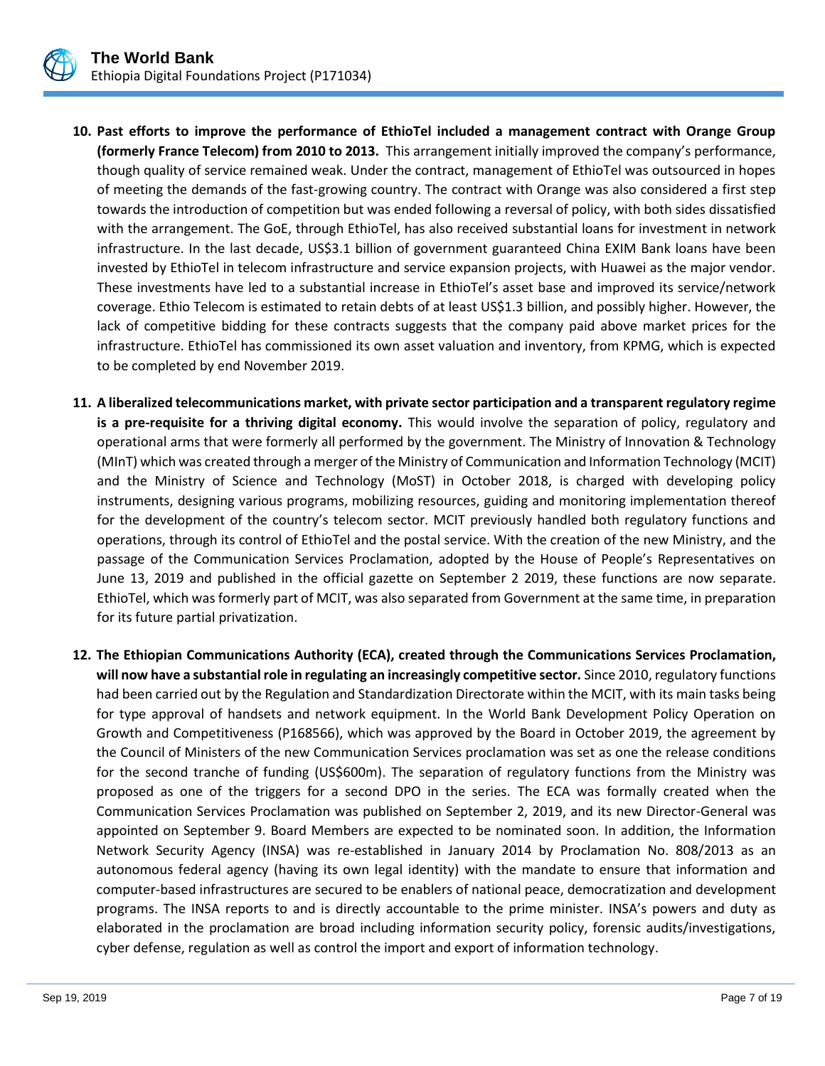10. **Past efforts to improve the performance of EthioTel included a management contract with Orange Group (formerly France Telecom) from 2010 to 2013.** This arrangement initially improved the company's performance, though quality of service remained weak. Under the contract, management of EthioTel was outsourced in hopes of meeting the demands of the fast-growing country. The contract with Orange was also considered a first step towards the introduction of competition but was ended following a reversal of policy, with both sides dissatisfied with the arrangement. The GoE, through EthioTel, has also received substantial loans for investment in network infrastructure. In the last decade, US$3.1 billion of government guaranteed China EXIM Bank loans have been invested by EthioTel in telecom infrastructure and service expansion projects, with Huawei as the major vendor. These investments have led to a substantial increase in EthioTel's asset base and improved its service/network coverage. Ethio Telecom is estimated to retain debts of at least US$1.3 billion, and possibly higher. However, the lack of competitive bidding for these contracts suggests that the company paid above market prices for the infrastructure. EthioTel has commissioned its own asset valuation and inventory, from KPMG, which is expected to be completed by end November 2019.

11. **A liberalized telecommunications market, with private sector participation and a transparent regulatory regime is a pre-requisite for a thriving digital economy.** This would involve the separation of policy, regulatory and operational arms that were formerly all performed by the government. The Ministry of Innovation & Technology (MInT) which was created through a merger of the Ministry of Communication and Information Technology (MCIT) and the Ministry of Science and Technology (MoST) in October 2018, is charged with developing policy instruments, designing various programs, mobilizing resources, guiding and monitoring implementation thereof for the development of the country's telecom sector. MCIT previously handled both regulatory functions and operations, through its control of EthioTel and the postal service. With the creation of the new Ministry, and the passage of the Communication Services Proclamation, adopted by the House of People's Representatives on June 13, 2019 and published in the official gazette on September 2 2019, these functions are now separate. EthioTel, which was formerly part of MCIT, was also separated from Government at the same time, in preparation for its future partial privatization.

12. **The Ethiopian Communications Authority (ECA), created through the Communications Services Proclamation, will now have a substantial role in regulating an increasingly competitive sector.** Since 2010, regulatory functions had been carried out by the Regulation and Standardization Directorate within the MCIT, with its main tasks being for type approval of handsets and network equipment. In the World Bank Development Policy Operation on Growth and Competitiveness (P168566), which was approved by the Board in October 2019, the agreement by the Council of Ministers of the new Communication Services proclamation was set as one the release conditions for the second tranche of funding (US$600m). The separation of regulatory functions from the Ministry was proposed as one of the triggers for a second DPO in the series. The ECA was formally created when the Communication Services Proclamation was published on September 2, 2019, and its new Director-General was appointed on September 9. Board Members are expected to be nominated soon. In addition, the Information Network Security Agency (INSA) was re-established in January 2014 by Proclamation No. 808/2013 as an autonomous federal agency (having its own legal identity) with the mandate to ensure that information and computer-based infrastructures are secured to be enablers of national peace, democratization and development programs. The INSA reports to and is directly accountable to the prime minister. INSA's powers and duty as elaborated in the proclamation are broad including information security policy, forensic audits/investigations, cyber defense, regulation as well as control the import and export of information technology.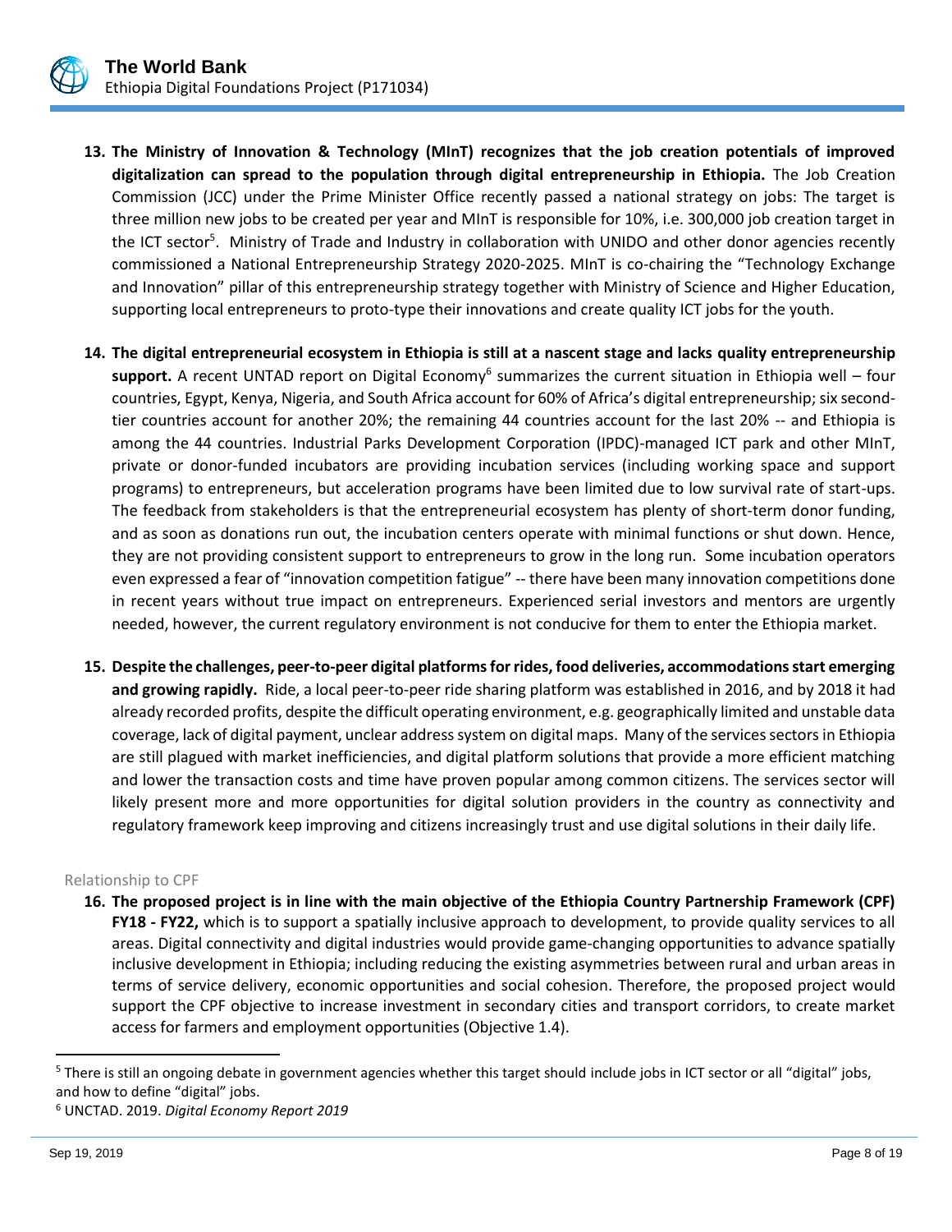**13. The Ministry of Innovation & Technology (MInT) recognizes that the job creation potentials of improved digitalization can spread to the population through digital entrepreneurship in Ethiopia.** The Job Creation Commission (JCC) under the Prime Minister Office recently passed a national strategy on jobs: The target is three million new jobs to be created per year and MInT is responsible for 10%, i.e. 300,000 job creation target in the ICT sector[5]. Ministry of Trade and Industry in collaboration with UNIDO and other donor agencies recently commissioned a National Entrepreneurship Strategy 2020-2025. MInT is co-chairing the "Technology Exchange and Innovation" pillar of this entrepreneurship strategy together with Ministry of Science and Higher Education, supporting local entrepreneurs to proto-type their innovations and create quality ICT jobs for the youth.

**14. The digital entrepreneurial ecosystem in Ethiopia is still at a nascent stage and lacks quality entrepreneurship support.** A recent UNTAD report on Digital Economy[6] summarizes the current situation in Ethiopia well – four countries, Egypt, Kenya, Nigeria, and South Africa account for 60% of Africa's digital entrepreneurship; six second-tier countries account for another 20%; the remaining 44 countries account for the last 20% -- and Ethiopia is among the 44 countries. Industrial Parks Development Corporation (IPDC)-managed ICT park and other MInT, private or donor-funded incubators are providing incubation services (including working space and support programs) to entrepreneurs, but acceleration programs have been limited due to low survival rate of start-ups. The feedback from stakeholders is that the entrepreneurial ecosystem has plenty of short-term donor funding, and as soon as donations run out, the incubation centers operate with minimal functions or shut down. Hence, they are not providing consistent support to entrepreneurs to grow in the long run. Some incubation operators even expressed a fear of "innovation competition fatigue" -- there have been many innovation competitions done in recent years without true impact on entrepreneurs. Experienced serial investors and mentors are urgently needed, however, the current regulatory environment is not conducive for them to enter the Ethiopia market.

**15. Despite the challenges, peer-to-peer digital platforms for rides, food deliveries, accommodations start emerging and growing rapidly.** Ride, a local peer-to-peer ride sharing platform was established in 2016, and by 2018 it had already recorded profits, despite the difficult operating environment, e.g. geographically limited and unstable data coverage, lack of digital payment, unclear address system on digital maps. Many of the services sectors in Ethiopia are still plagued with market inefficiencies, and digital platform solutions that provide a more efficient matching and lower the transaction costs and time have proven popular among common citizens. The services sector will likely present more and more opportunities for digital solution providers in the country as connectivity and regulatory framework keep improving and citizens increasingly trust and use digital solutions in their daily life.

## Relationship to CPF

**16. The proposed project is in line with the main objective of the Ethiopia Country Partnership Framework (CPF) FY18 - FY22,** which is to support a spatially inclusive approach to development, to provide quality services to all areas. Digital connectivity and digital industries would provide game-changing opportunities to advance spatially inclusive development in Ethiopia; including reducing the existing asymmetries between rural and urban areas in terms of service delivery, economic opportunities and social cohesion. Therefore, the proposed project would support the CPF objective to increase investment in secondary cities and transport corridors, to create market access for farmers and employment opportunities (Objective 1.4).

---

[5] There is still an ongoing debate in government agencies whether this target should include jobs in ICT sector or all "digital" jobs, and how to define "digital" jobs.

[6] UNCTAD. 2019. *Digital Economy Report 2019*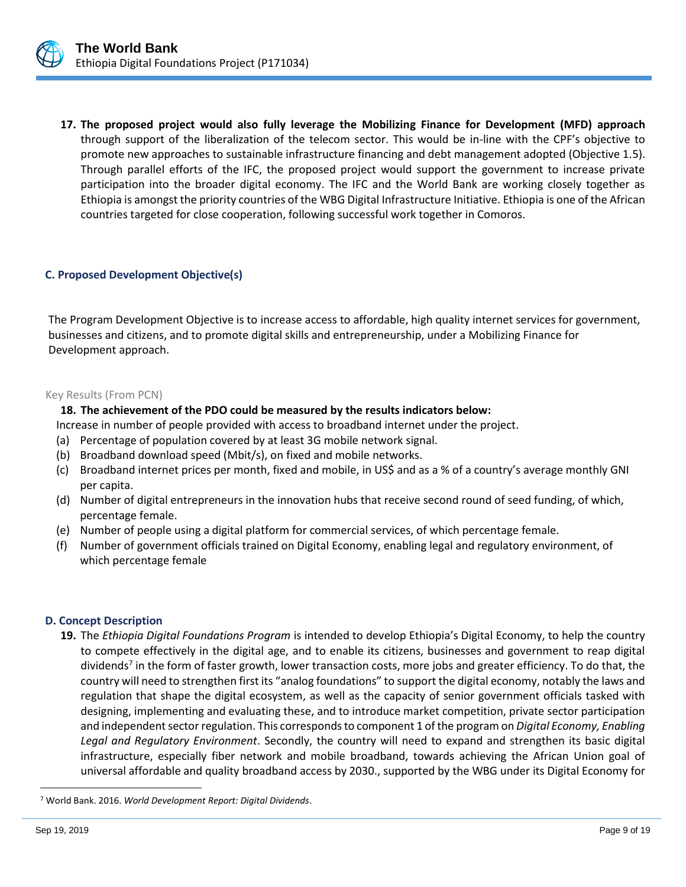**17. The proposed project would also fully leverage the Mobilizing Finance for Development (MFD) approach** through support of the liberalization of the telecom sector. This would be in-line with the CPF's objective to promote new approaches to sustainable infrastructure financing and debt management adopted (Objective 1.5). Through parallel efforts of the IFC, the proposed project would support the government to increase private participation into the broader digital economy. The IFC and the World Bank are working closely together as Ethiopia is amongst the priority countries of the WBG Digital Infrastructure Initiative. Ethiopia is one of the African countries targeted for close cooperation, following successful work together in Comoros.

## C. Proposed Development Objective(s)

The Program Development Objective is to increase access to affordable, high quality internet services for government, businesses and citizens, and to promote digital skills and entrepreneurship, under a Mobilizing Finance for Development approach.

Key Results (From PCN)

**18. The achievement of the PDO could be measured by the results indicators below:**

Increase in number of people provided with access to broadband internet under the project.

(a) Percentage of population covered by at least 3G mobile network signal.
(b) Broadband download speed (Mbit/s), on fixed and mobile networks.
(c) Broadband internet prices per month, fixed and mobile, in US$ and as a % of a country's average monthly GNI per capita.
(d) Number of digital entrepreneurs in the innovation hubs that receive second round of seed funding, of which, percentage female.
(e) Number of people using a digital platform for commercial services, of which percentage female.
(f) Number of government officials trained on Digital Economy, enabling legal and regulatory environment, of which percentage female

## D. Concept Description

**19.** The *Ethiopia Digital Foundations Program* is intended to develop Ethiopia's Digital Economy, to help the country to compete effectively in the digital age, and to enable its citizens, businesses and government to reap digital dividends[7] in the form of faster growth, lower transaction costs, more jobs and greater efficiency. To do that, the country will need to strengthen first its "analog foundations" to support the digital economy, notably the laws and regulation that shape the digital ecosystem, as well as the capacity of senior government officials tasked with designing, implementing and evaluating these, and to introduce market competition, private sector participation and independent sector regulation. This corresponds to component 1 of the program on *Digital Economy, Enabling Legal and Regulatory Environment*. Secondly, the country will need to expand and strengthen its basic digital infrastructure, especially fiber network and mobile broadband, towards achieving the African Union goal of universal affordable and quality broadband access by 2030., supported by the WBG under its Digital Economy for

[7] World Bank. 2016. *World Development Report: Digital Dividends*.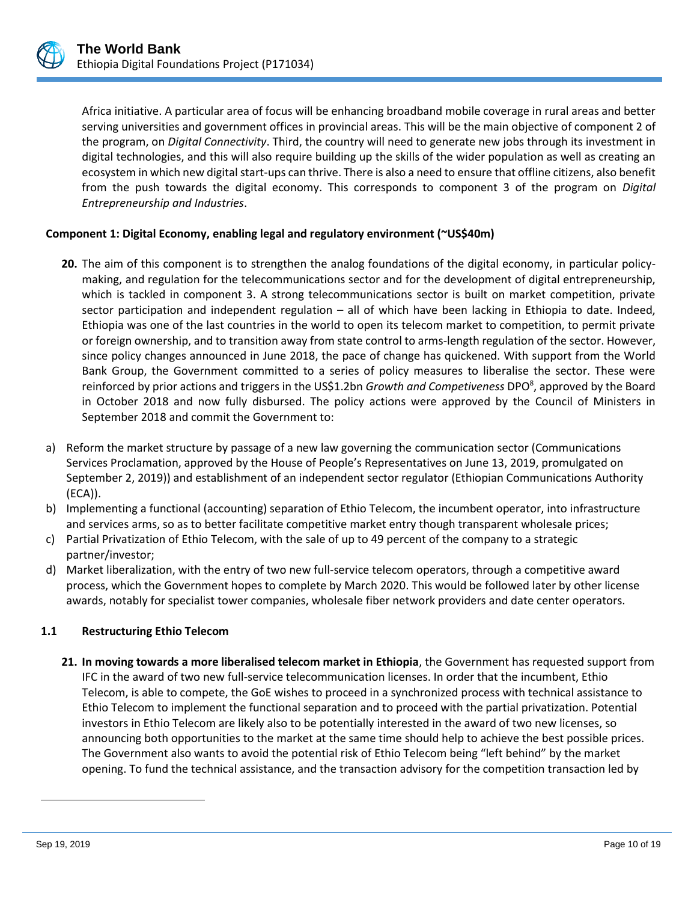Africa initiative. A particular area of focus will be enhancing broadband mobile coverage in rural areas and better serving universities and government offices in provincial areas. This will be the main objective of component 2 of the program, on *Digital Connectivity*. Third, the country will need to generate new jobs through its investment in digital technologies, and this will also require building up the skills of the wider population as well as creating an ecosystem in which new digital start-ups can thrive. There is also a need to ensure that offline citizens, also benefit from the push towards the digital economy. This corresponds to component 3 of the program on *Digital Entrepreneurship and Industries*.

**Component 1: Digital Economy, enabling legal and regulatory environment (~US$40m)**

**20.** The aim of this component is to strengthen the analog foundations of the digital economy, in particular policy-making, and regulation for the telecommunications sector and for the development of digital entrepreneurship, which is tackled in component 3. A strong telecommunications sector is built on market competition, private sector participation and independent regulation – all of which have been lacking in Ethiopia to date. Indeed, Ethiopia was one of the last countries in the world to open its telecom market to competition, to permit private or foreign ownership, and to transition away from state control to arms-length regulation of the sector. However, since policy changes announced in June 2018, the pace of change has quickened. With support from the World Bank Group, the Government committed to a series of policy measures to liberalise the sector. These were reinforced by prior actions and triggers in the US$1.2bn *Growth and Competiveness* DPO[8], approved by the Board in October 2018 and now fully disbursed. The policy actions were approved by the Council of Ministers in September 2018 and commit the Government to:

a) Reform the market structure by passage of a new law governing the communication sector (Communications Services Proclamation, approved by the House of People's Representatives on June 13, 2019, promulgated on September 2, 2019)) and establishment of an independent sector regulator (Ethiopian Communications Authority (ECA)).
b) Implementing a functional (accounting) separation of Ethio Telecom, the incumbent operator, into infrastructure and services arms, so as to better facilitate competitive market entry though transparent wholesale prices;
c) Partial Privatization of Ethio Telecom, with the sale of up to 49 percent of the company to a strategic partner/investor;
d) Market liberalization, with the entry of two new full-service telecom operators, through a competitive award process, which the Government hopes to complete by March 2020. This would be followed later by other license awards, notably for specialist tower companies, wholesale fiber network providers and date center operators.

### 1.1 Restructuring Ethio Telecom

**21. In moving towards a more liberalised telecom market in Ethiopia**, the Government has requested support from IFC in the award of two new full-service telecommunication licenses. In order that the incumbent, Ethio Telecom, is able to compete, the GoE wishes to proceed in a synchronized process with technical assistance to Ethio Telecom to implement the functional separation and to proceed with the partial privatization. Potential investors in Ethio Telecom are likely also to be potentially interested in the award of two new licenses, so announcing both opportunities to the market at the same time should help to achieve the best possible prices. The Government also wants to avoid the potential risk of Ethio Telecom being "left behind" by the market opening. To fund the technical assistance, and the transaction advisory for the competition transaction led by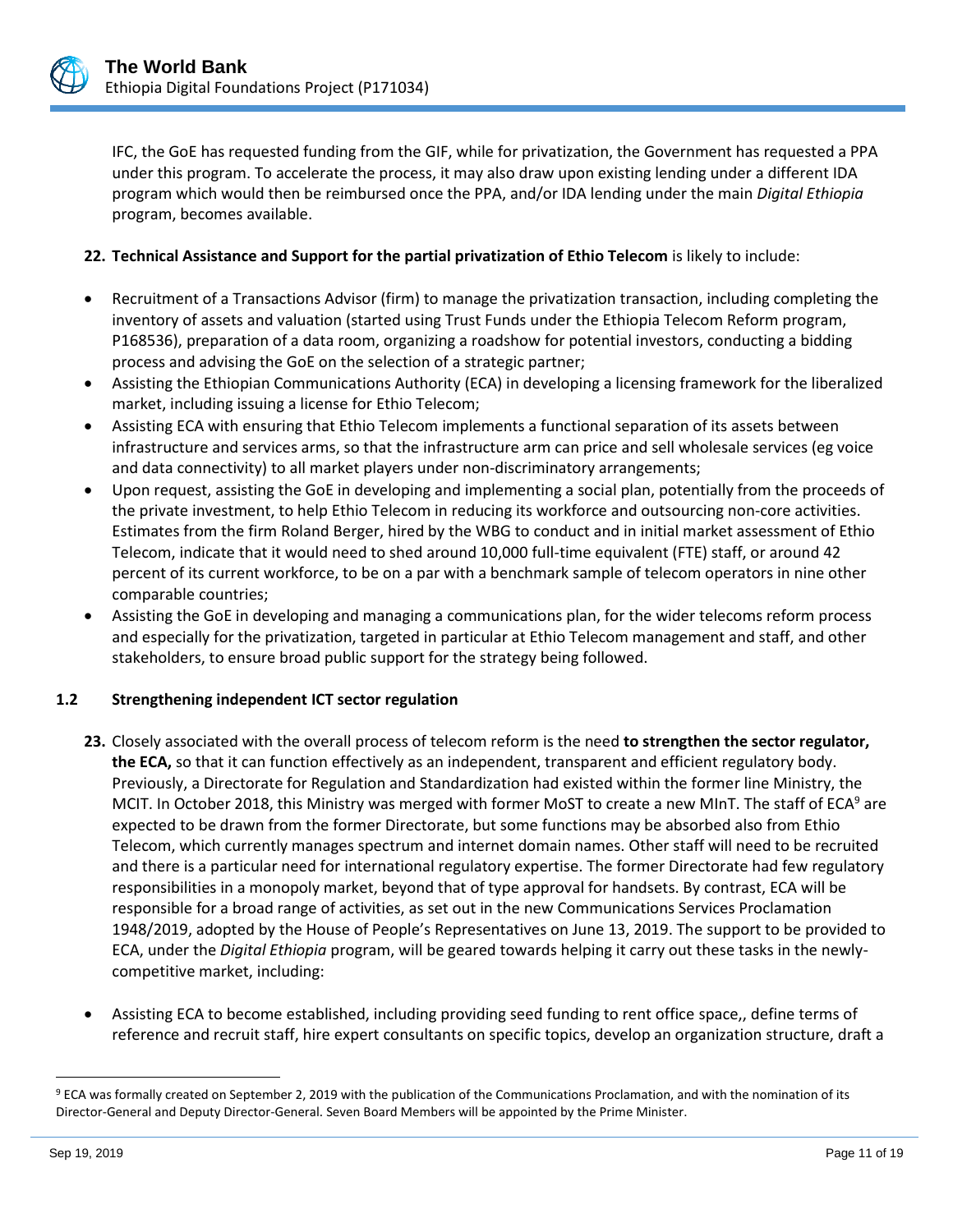IFC, the GoE has requested funding from the GIF, while for privatization, the Government has requested a PPA under this program. To accelerate the process, it may also draw upon existing lending under a different IDA program which would then be reimbursed once the PPA, and/or IDA lending under the main *Digital Ethiopia* program, becomes available.

**22. Technical Assistance and Support for the partial privatization of Ethio Telecom** is likely to include:

- Recruitment of a Transactions Advisor (firm) to manage the privatization transaction, including completing the inventory of assets and valuation (started using Trust Funds under the Ethiopia Telecom Reform program, P168536), preparation of a data room, organizing a roadshow for potential investors, conducting a bidding process and advising the GoE on the selection of a strategic partner;
- Assisting the Ethiopian Communications Authority (ECA) in developing a licensing framework for the liberalized market, including issuing a license for Ethio Telecom;
- Assisting ECA with ensuring that Ethio Telecom implements a functional separation of its assets between infrastructure and services arms, so that the infrastructure arm can price and sell wholesale services (eg voice and data connectivity) to all market players under non-discriminatory arrangements;
- Upon request, assisting the GoE in developing and implementing a social plan, potentially from the proceeds of the private investment, to help Ethio Telecom in reducing its workforce and outsourcing non-core activities. Estimates from the firm Roland Berger, hired by the WBG to conduct and in initial market assessment of Ethio Telecom, indicate that it would need to shed around 10,000 full-time equivalent (FTE) staff, or around 42 percent of its current workforce, to be on a par with a benchmark sample of telecom operators in nine other comparable countries;
- Assisting the GoE in developing and managing a communications plan, for the wider telecoms reform process and especially for the privatization, targeted in particular at Ethio Telecom management and staff, and other stakeholders, to ensure broad public support for the strategy being followed.

### 1.2 Strengthening independent ICT sector regulation

**23.** Closely associated with the overall process of telecom reform is the need **to strengthen the sector regulator, the ECA,** so that it can function effectively as an independent, transparent and efficient regulatory body. Previously, a Directorate for Regulation and Standardization had existed within the former line Ministry, the MCIT. In October 2018, this Ministry was merged with former MoST to create a new MInT. The staff of ECA[9] are expected to be drawn from the former Directorate, but some functions may be absorbed also from Ethio Telecom, which currently manages spectrum and internet domain names. Other staff will need to be recruited and there is a particular need for international regulatory expertise. The former Directorate had few regulatory responsibilities in a monopoly market, beyond that of type approval for handsets. By contrast, ECA will be responsible for a broad range of activities, as set out in the new Communications Services Proclamation 1948/2019, adopted by the House of People's Representatives on June 13, 2019. The support to be provided to ECA, under the *Digital Ethiopia* program, will be geared towards helping it carry out these tasks in the newly-competitive market, including:

- Assisting ECA to become established, including providing seed funding to rent office space,, define terms of reference and recruit staff, hire expert consultants on specific topics, develop an organization structure, draft a

[9] ECA was formally created on September 2, 2019 with the publication of the Communications Proclamation, and with the nomination of its Director-General and Deputy Director-General. Seven Board Members will be appointed by the Prime Minister.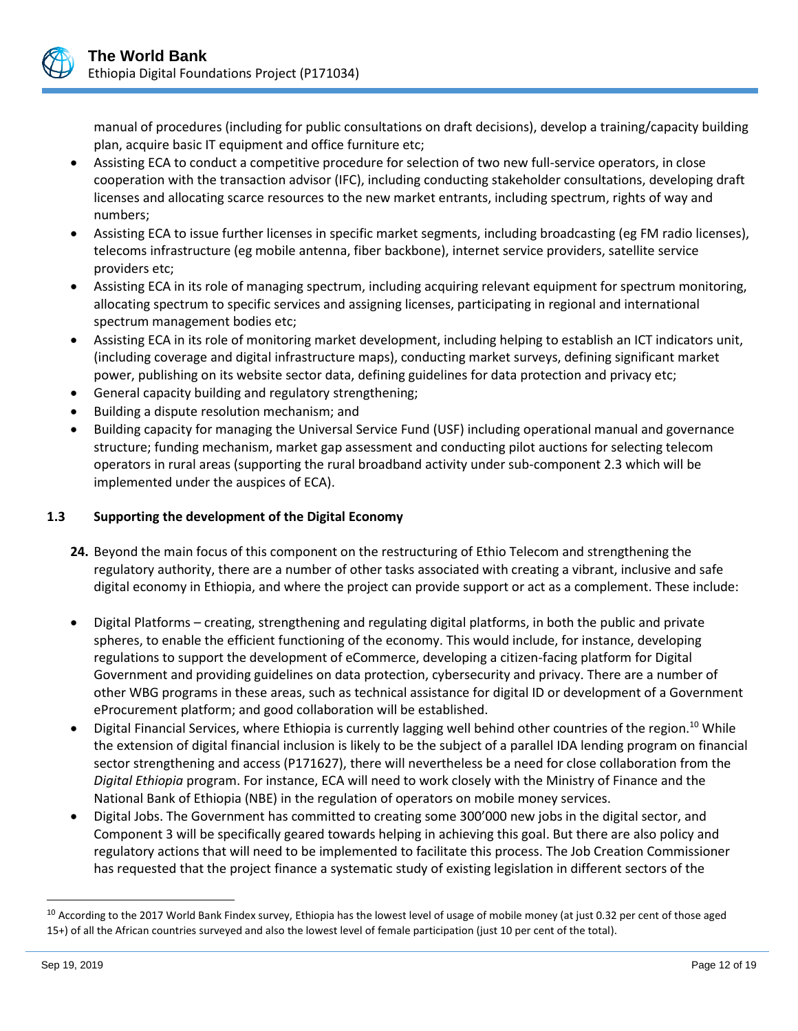manual of procedures (including for public consultations on draft decisions), develop a training/capacity building plan, acquire basic IT equipment and office furniture etc;

- Assisting ECA to conduct a competitive procedure for selection of two new full-service operators, in close cooperation with the transaction advisor (IFC), including conducting stakeholder consultations, developing draft licenses and allocating scarce resources to the new market entrants, including spectrum, rights of way and numbers;
- Assisting ECA to issue further licenses in specific market segments, including broadcasting (eg FM radio licenses), telecoms infrastructure (eg mobile antenna, fiber backbone), internet service providers, satellite service providers etc;
- Assisting ECA in its role of managing spectrum, including acquiring relevant equipment for spectrum monitoring, allocating spectrum to specific services and assigning licenses, participating in regional and international spectrum management bodies etc;
- Assisting ECA in its role of monitoring market development, including helping to establish an ICT indicators unit, (including coverage and digital infrastructure maps), conducting market surveys, defining significant market power, publishing on its website sector data, defining guidelines for data protection and privacy etc;
- General capacity building and regulatory strengthening;
- Building a dispute resolution mechanism; and
- Building capacity for managing the Universal Service Fund (USF) including operational manual and governance structure; funding mechanism, market gap assessment and conducting pilot auctions for selecting telecom operators in rural areas (supporting the rural broadband activity under sub-component 2.3 which will be implemented under the auspices of ECA).

### 1.3 Supporting the development of the Digital Economy

**24.** Beyond the main focus of this component on the restructuring of Ethio Telecom and strengthening the regulatory authority, there are a number of other tasks associated with creating a vibrant, inclusive and safe digital economy in Ethiopia, and where the project can provide support or act as a complement. These include:

- Digital Platforms – creating, strengthening and regulating digital platforms, in both the public and private spheres, to enable the efficient functioning of the economy. This would include, for instance, developing regulations to support the development of eCommerce, developing a citizen-facing platform for Digital Government and providing guidelines on data protection, cybersecurity and privacy. There are a number of other WBG programs in these areas, such as technical assistance for digital ID or development of a Government eProcurement platform; and good collaboration will be established.
- Digital Financial Services, where Ethiopia is currently lagging well behind other countries of the region.[10] While the extension of digital financial inclusion is likely to be the subject of a parallel IDA lending program on financial sector strengthening and access (P171627), there will nevertheless be a need for close collaboration from the *Digital Ethiopia* program. For instance, ECA will need to work closely with the Ministry of Finance and the National Bank of Ethiopia (NBE) in the regulation of operators on mobile money services.
- Digital Jobs. The Government has committed to creating some 300'000 new jobs in the digital sector, and Component 3 will be specifically geared towards helping in achieving this goal. But there are also policy and regulatory actions that will need to be implemented to facilitate this process. The Job Creation Commissioner has requested that the project finance a systematic study of existing legislation in different sectors of the

---

[10] According to the 2017 World Bank Findex survey, Ethiopia has the lowest level of usage of mobile money (at just 0.32 per cent of those aged 15+) of all the African countries surveyed and also the lowest level of female participation (just 10 per cent of the total).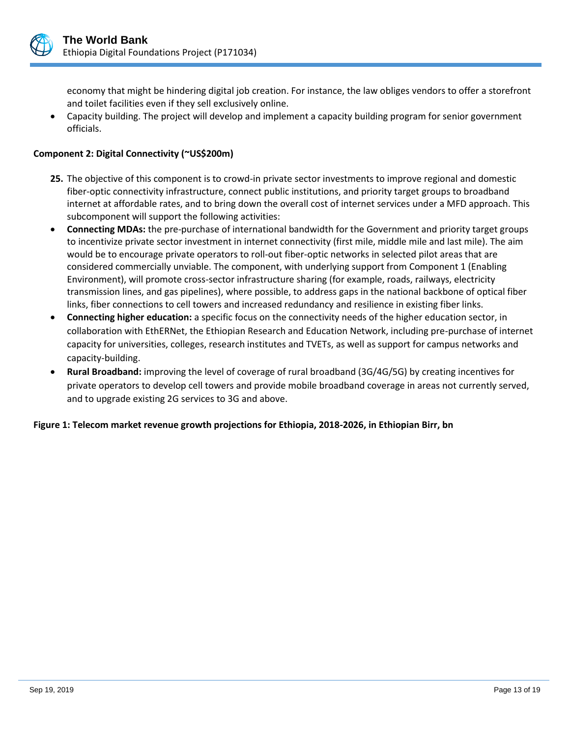economy that might be hindering digital job creation. For instance, the law obliges vendors to offer a storefront and toilet facilities even if they sell exclusively online.

- Capacity building. The project will develop and implement a capacity building program for senior government officials.

**Component 2: Digital Connectivity (~US$200m)**

**25.** The objective of this component is to crowd-in private sector investments to improve regional and domestic fiber-optic connectivity infrastructure, connect public institutions, and priority target groups to broadband internet at affordable rates, and to bring down the overall cost of internet services under a MFD approach. This subcomponent will support the following activities:

- **Connecting MDAs:** the pre-purchase of international bandwidth for the Government and priority target groups to incentivize private sector investment in internet connectivity (first mile, middle mile and last mile). The aim would be to encourage private operators to roll-out fiber-optic networks in selected pilot areas that are considered commercially unviable. The component, with underlying support from Component 1 (Enabling Environment), will promote cross-sector infrastructure sharing (for example, roads, railways, electricity transmission lines, and gas pipelines), where possible, to address gaps in the national backbone of optical fiber links, fiber connections to cell towers and increased redundancy and resilience in existing fiber links.
- **Connecting higher education:** a specific focus on the connectivity needs of the higher education sector, in collaboration with EthERNet, the Ethiopian Research and Education Network, including pre-purchase of internet capacity for universities, colleges, research institutes and TVETs, as well as support for campus networks and capacity-building.
- **Rural Broadband:** improving the level of coverage of rural broadband (3G/4G/5G) by creating incentives for private operators to develop cell towers and provide mobile broadband coverage in areas not currently served, and to upgrade existing 2G services to 3G and above.

**Figure 1: Telecom market revenue growth projections for Ethiopia, 2018-2026, in Ethiopian Birr, bn**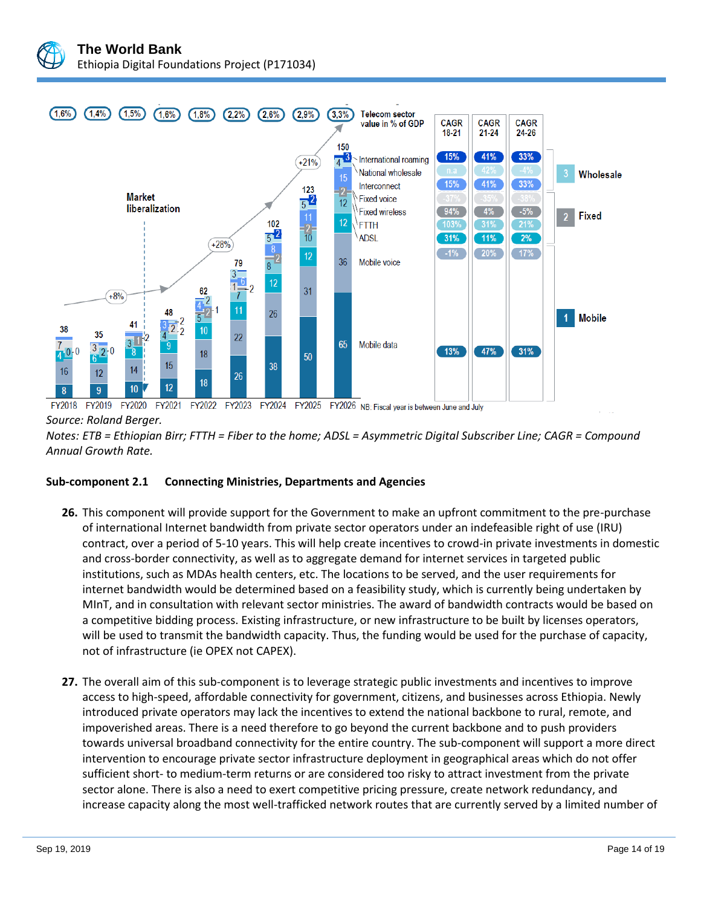| | FY2018 | FY2019 | FY2020 | FY2021 | FY2022 | FY2023 | FY2024 | FY2025 | FY2026 |
|---|---|---|---|---|---|---|---|---|---|
| Telecom sector value in % of GDP | 1,6% | 1,4% | 1,5% | 1,6% | 1,8% | 2,2% | 2,6% | 2,9% | 3,3% |
| Total | 38 | 35 | 41 | 48 | 62 | 79 | 102 | 123 | 150 |

| Segment | | CAGR 18-21 | CAGR 21-24 | CAGR 24-26 |
|---|---|---|---|---|
| 3 Wholesale | International roaming | 15% | 41% | 33% |
| | National wholesale | n.a | 42% | -4% |
| | Interconnect | 15% | 41% | 33% |
| 2 Fixed | Fixed voice | -37% | -35% | -38% |
| | Fixed wireless | 94% | 4% | -5% |
| | FTTH | 103% | 31% | 21% |
| | ADSL | 31% | 11% | 2% |
| 1 Mobile | Mobile voice | -1% | 20% | 17% |
| | Mobile data | 13% | 47% | 31% |

Market liberalization

NB: Fiscal year is between June and July

*Source: Roland Berger.*

*Notes: ETB = Ethiopian Birr; FTTH = Fiber to the home; ADSL = Asymmetric Digital Subscriber Line; CAGR = Compound Annual Growth Rate.*

**Sub-component 2.1 Connecting Ministries, Departments and Agencies**

**26.** This component will provide support for the Government to make an upfront commitment to the pre-purchase of international Internet bandwidth from private sector operators under an indefeasible right of use (IRU) contract, over a period of 5-10 years. This will help create incentives to crowd-in private investments in domestic and cross-border connectivity, as well as to aggregate demand for internet services in targeted public institutions, such as MDAs health centers, etc. The locations to be served, and the user requirements for internet bandwidth would be determined based on a feasibility study, which is currently being undertaken by MInT, and in consultation with relevant sector ministries. The award of bandwidth contracts would be based on a competitive bidding process. Existing infrastructure, or new infrastructure to be built by licenses operators, will be used to transmit the bandwidth capacity. Thus, the funding would be used for the purchase of capacity, not of infrastructure (ie OPEX not CAPEX).

**27.** The overall aim of this sub-component is to leverage strategic public investments and incentives to improve access to high-speed, affordable connectivity for government, citizens, and businesses across Ethiopia. Newly introduced private operators may lack the incentives to extend the national backbone to rural, remote, and impoverished areas. There is a need therefore to go beyond the current backbone and to push providers towards universal broadband connectivity for the entire country. The sub-component will support a more direct intervention to encourage private sector infrastructure deployment in geographical areas which do not offer sufficient short- to medium-term returns or are considered too risky to attract investment from the private sector alone. There is also a need to exert competitive pricing pressure, create network redundancy, and increase capacity along the most well-trafficked network routes that are currently served by a limited number of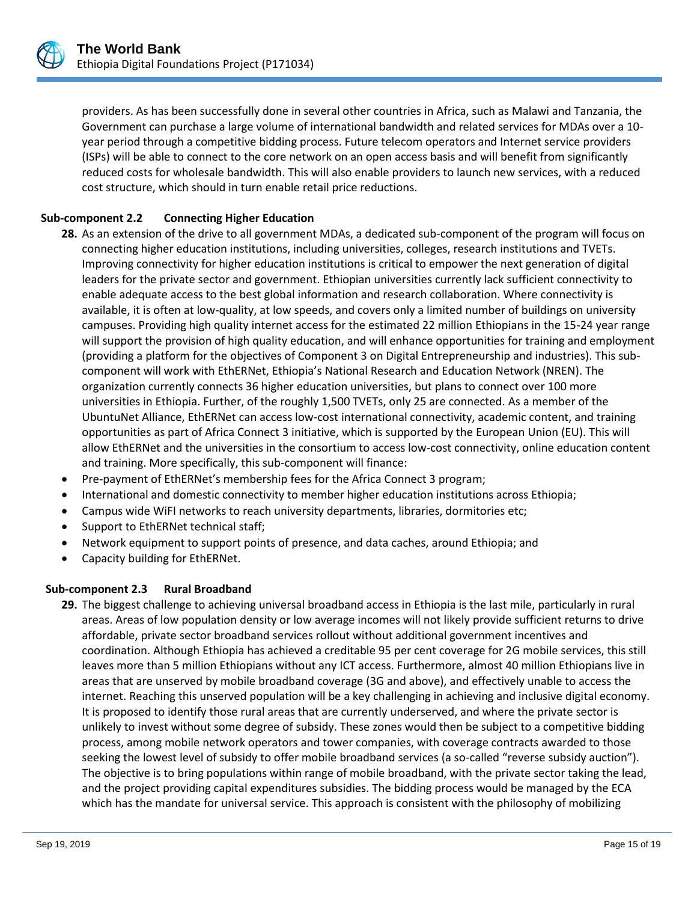providers. As has been successfully done in several other countries in Africa, such as Malawi and Tanzania, the Government can purchase a large volume of international bandwidth and related services for MDAs over a 10-year period through a competitive bidding process. Future telecom operators and Internet service providers (ISPs) will be able to connect to the core network on an open access basis and will benefit from significantly reduced costs for wholesale bandwidth. This will also enable providers to launch new services, with a reduced cost structure, which should in turn enable retail price reductions.

### Sub-component 2.2 Connecting Higher Education

**28.** As an extension of the drive to all government MDAs, a dedicated sub-component of the program will focus on connecting higher education institutions, including universities, colleges, research institutions and TVETs. Improving connectivity for higher education institutions is critical to empower the next generation of digital leaders for the private sector and government. Ethiopian universities currently lack sufficient connectivity to enable adequate access to the best global information and research collaboration. Where connectivity is available, it is often at low-quality, at low speeds, and covers only a limited number of buildings on university campuses. Providing high quality internet access for the estimated 22 million Ethiopians in the 15-24 year range will support the provision of high quality education, and will enhance opportunities for training and employment (providing a platform for the objectives of Component 3 on Digital Entrepreneurship and industries). This sub-component will work with EthERNet, Ethiopia's National Research and Education Network (NREN). The organization currently connects 36 higher education universities, but plans to connect over 100 more universities in Ethiopia. Further, of the roughly 1,500 TVETs, only 25 are connected. As a member of the UbuntuNet Alliance, EthERNet can access low-cost international connectivity, academic content, and training opportunities as part of Africa Connect 3 initiative, which is supported by the European Union (EU). This will allow EthERNet and the universities in the consortium to access low-cost connectivity, online education content and training. More specifically, this sub-component will finance:

- Pre-payment of EthERNet's membership fees for the Africa Connect 3 program;
- International and domestic connectivity to member higher education institutions across Ethiopia;
- Campus wide WiFI networks to reach university departments, libraries, dormitories etc;
- Support to EthERNet technical staff;
- Network equipment to support points of presence, and data caches, around Ethiopia; and
- Capacity building for EthERNet.

### Sub-component 2.3 Rural Broadband

**29.** The biggest challenge to achieving universal broadband access in Ethiopia is the last mile, particularly in rural areas. Areas of low population density or low average incomes will not likely provide sufficient returns to drive affordable, private sector broadband services rollout without additional government incentives and coordination. Although Ethiopia has achieved a creditable 95 per cent coverage for 2G mobile services, this still leaves more than 5 million Ethiopians without any ICT access. Furthermore, almost 40 million Ethiopians live in areas that are unserved by mobile broadband coverage (3G and above), and effectively unable to access the internet. Reaching this unserved population will be a key challenging in achieving and inclusive digital economy. It is proposed to identify those rural areas that are currently underserved, and where the private sector is unlikely to invest without some degree of subsidy. These zones would then be subject to a competitive bidding process, among mobile network operators and tower companies, with coverage contracts awarded to those seeking the lowest level of subsidy to offer mobile broadband services (a so-called "reverse subsidy auction"). The objective is to bring populations within range of mobile broadband, with the private sector taking the lead, and the project providing capital expenditures subsidies. The bidding process would be managed by the ECA which has the mandate for universal service. This approach is consistent with the philosophy of mobilizing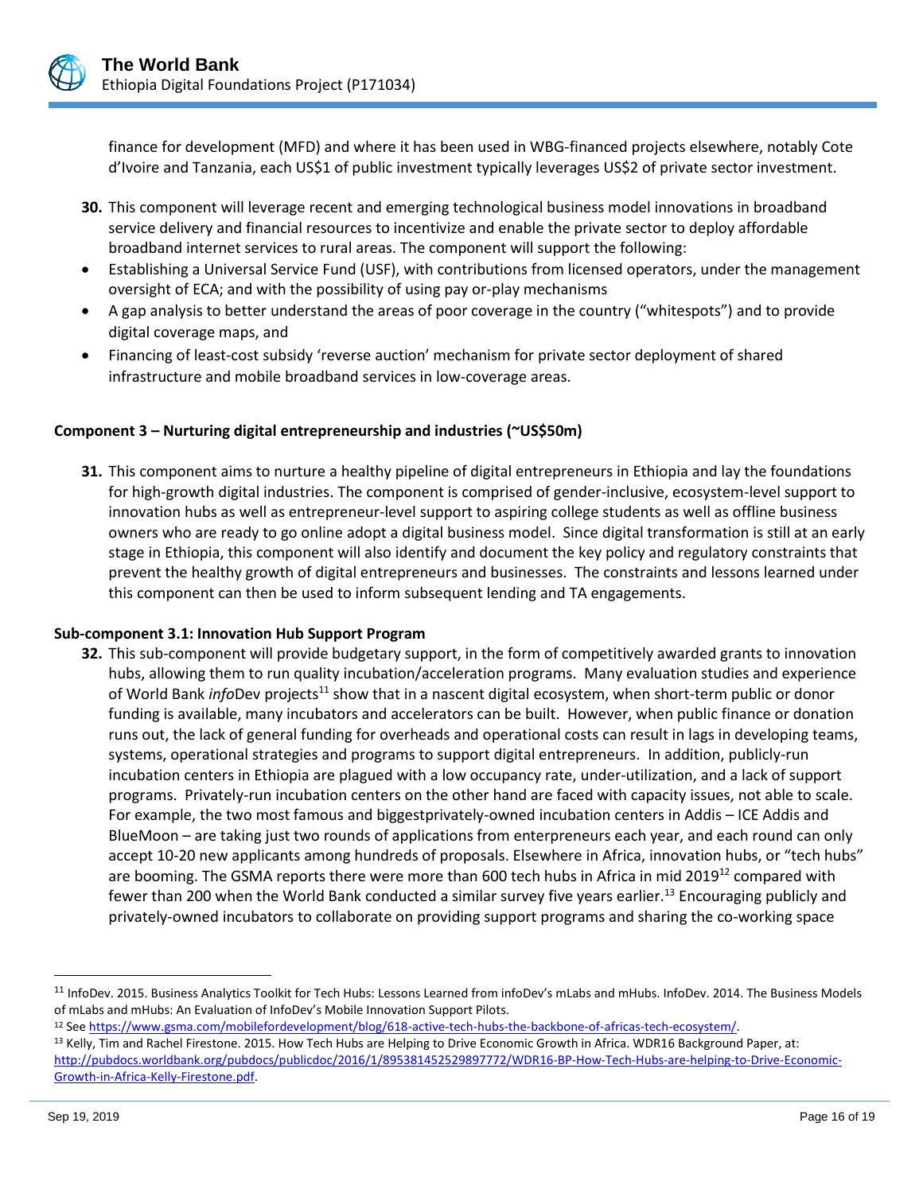finance for development (MFD) and where it has been used in WBG-financed projects elsewhere, notably Cote d'Ivoire and Tanzania, each US$1 of public investment typically leverages US$2 of private sector investment.

**30.** This component will leverage recent and emerging technological business model innovations in broadband service delivery and financial resources to incentivize and enable the private sector to deploy affordable broadband internet services to rural areas. The component will support the following:

- Establishing a Universal Service Fund (USF), with contributions from licensed operators, under the management oversight of ECA; and with the possibility of using pay or-play mechanisms
- A gap analysis to better understand the areas of poor coverage in the country ("whitespots") and to provide digital coverage maps, and
- Financing of least-cost subsidy 'reverse auction' mechanism for private sector deployment of shared infrastructure and mobile broadband services in low-coverage areas.

### Component 3 – Nurturing digital entrepreneurship and industries (~US$50m)

**31.** This component aims to nurture a healthy pipeline of digital entrepreneurs in Ethiopia and lay the foundations for high-growth digital industries. The component is comprised of gender-inclusive, ecosystem-level support to innovation hubs as well as entrepreneur-level support to aspiring college students as well as offline business owners who are ready to go online adopt a digital business model. Since digital transformation is still at an early stage in Ethiopia, this component will also identify and document the key policy and regulatory constraints that prevent the healthy growth of digital entrepreneurs and businesses. The constraints and lessons learned under this component can then be used to inform subsequent lending and TA engagements.

#### Sub-component 3.1: Innovation Hub Support Program

**32.** This sub-component will provide budgetary support, in the form of competitively awarded grants to innovation hubs, allowing them to run quality incubation/acceleration programs. Many evaluation studies and experience of World Bank *info*Dev projects[11] show that in a nascent digital ecosystem, when short-term public or donor funding is available, many incubators and accelerators can be built. However, when public finance or donation runs out, the lack of general funding for overheads and operational costs can result in lags in developing teams, systems, operational strategies and programs to support digital entrepreneurs. In addition, publicly-run incubation centers in Ethiopia are plagued with a low occupancy rate, under-utilization, and a lack of support programs. Privately-run incubation centers on the other hand are faced with capacity issues, not able to scale. For example, the two most famous and biggestprivately-owned incubation centers in Addis – ICE Addis and BlueMoon – are taking just two rounds of applications from enterpreneurs each year, and each round can only accept 10-20 new applicants among hundreds of proposals. Elsewhere in Africa, innovation hubs, or "tech hubs" are booming. The GSMA reports there were more than 600 tech hubs in Africa in mid 2019[12] compared with fewer than 200 when the World Bank conducted a similar survey five years earlier.[13] Encouraging publicly and privately-owned incubators to collaborate on providing support programs and sharing the co-working space

---

[11] InfoDev. 2015. Business Analytics Toolkit for Tech Hubs: Lessons Learned from infoDev's mLabs and mHubs. InfoDev. 2014. The Business Models of mLabs and mHubs: An Evaluation of InfoDev's Mobile Innovation Support Pilots.

[12] See https://www.gsma.com/mobilefordevelopment/blog/618-active-tech-hubs-the-backbone-of-africas-tech-ecosystem/.

[13] Kelly, Tim and Rachel Firestone. 2015. How Tech Hubs are Helping to Drive Economic Growth in Africa. WDR16 Background Paper, at: http://pubdocs.worldbank.org/pubdocs/publicdoc/2016/1/895381452529897772/WDR16-BP-How-Tech-Hubs-are-helping-to-Drive-Economic-Growth-in-Africa-Kelly-Firestone.pdf.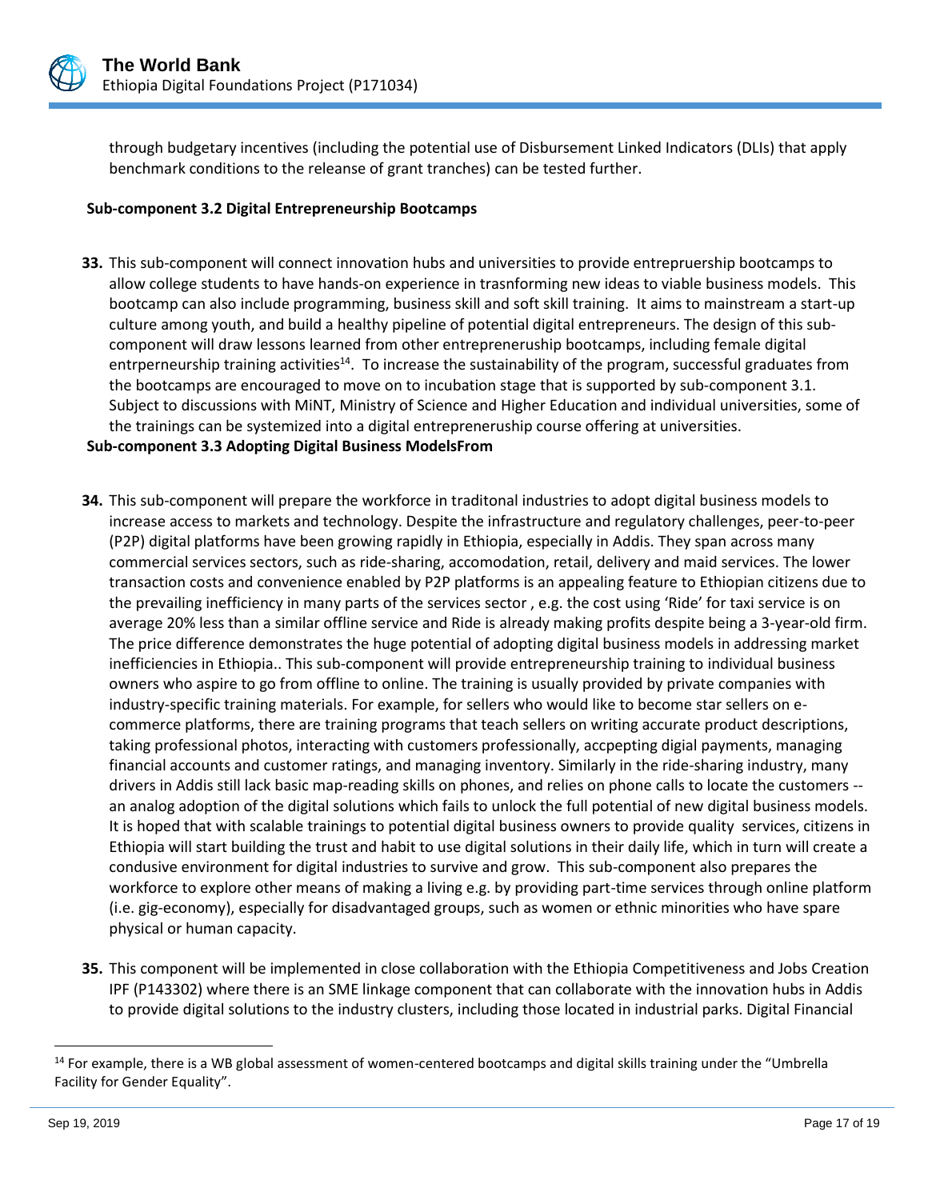through budgetary incentives (including the potential use of Disbursement Linked Indicators (DLIs) that apply benchmark conditions to the releanse of grant tranches) can be tested further.

**Sub-component 3.2 Digital Entrepreneurship Bootcamps**

**33.** This sub-component will connect innovation hubs and universities to provide entrepruership bootcamps to allow college students to have hands-on experience in trasnforming new ideas to viable business models. This bootcamp can also include programming, business skill and soft skill training. It aims to mainstream a start-up culture among youth, and build a healthy pipeline of potential digital entrepreneurs. The design of this sub-component will draw lessons learned from other entrepreneruship bootcamps, including female digital entrperneurship training activities[14]. To increase the sustainability of the program, successful graduates from the bootcamps are encouraged to move on to incubation stage that is supported by sub-component 3.1. Subject to discussions with MiNT, Ministry of Science and Higher Education and individual universities, some of the trainings can be systemized into a digital entrepreneruship course offering at universities.

**Sub-component 3.3 Adopting Digital Business ModelsFrom**

**34.** This sub-component will prepare the workforce in traditonal industries to adopt digital business models to increase access to markets and technology. Despite the infrastructure and regulatory challenges, peer-to-peer (P2P) digital platforms have been growing rapidly in Ethiopia, especially in Addis. They span across many commercial services sectors, such as ride-sharing, accomodation, retail, delivery and maid services. The lower transaction costs and convenience enabled by P2P platforms is an appealing feature to Ethiopian citizens due to the prevailing inefficiency in many parts of the services sector , e.g. the cost using 'Ride' for taxi service is on average 20% less than a similar offline service and Ride is already making profits despite being a 3-year-old firm. The price difference demonstrates the huge potential of adopting digital business models in addressing market inefficiencies in Ethiopia.. This sub-component will provide entrepreneurship training to individual business owners who aspire to go from offline to online. The training is usually provided by private companies with industry-specific training materials. For example, for sellers who would like to become star sellers on e-commerce platforms, there are training programs that teach sellers on writing accurate product descriptions, taking professional photos, interacting with customers professionally, accpepting digial payments, managing financial accounts and customer ratings, and managing inventory. Similarly in the ride-sharing industry, many drivers in Addis still lack basic map-reading skills on phones, and relies on phone calls to locate the customers -- an analog adoption of the digital solutions which fails to unlock the full potential of new digital business models. It is hoped that with scalable trainings to potential digital business owners to provide quality services, citizens in Ethiopia will start building the trust and habit to use digital solutions in their daily life, which in turn will create a condusive environment for digital industries to survive and grow. This sub-component also prepares the workforce to explore other means of making a living e.g. by providing part-time services through online platform (i.e. gig-economy), especially for disadvantaged groups, such as women or ethnic minorities who have spare physical or human capacity.

**35.** This component will be implemented in close collaboration with the Ethiopia Competitiveness and Jobs Creation IPF (P143302) where there is an SME linkage component that can collaborate with the innovation hubs in Addis to provide digital solutions to the industry clusters, including those located in industrial parks. Digital Financial

[14] For example, there is a WB global assessment of women-centered bootcamps and digital skills training under the "Umbrella Facility for Gender Equality".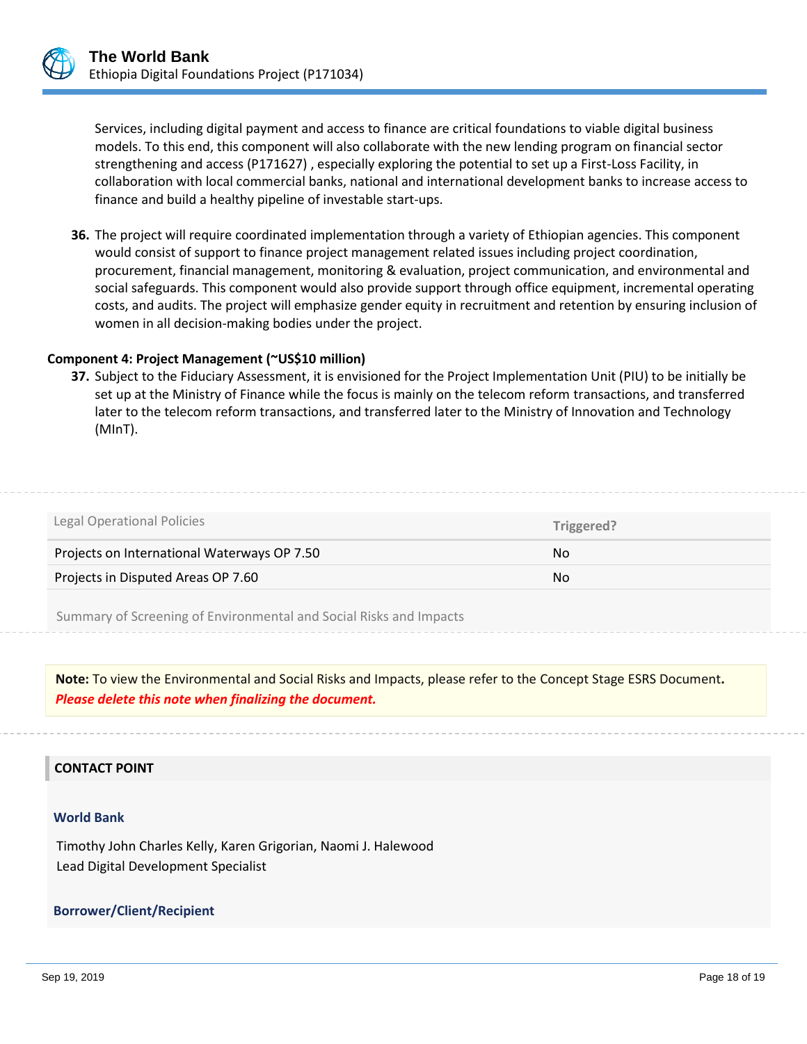Services, including digital payment and access to finance are critical foundations to viable digital business models. To this end, this component will also collaborate with the new lending program on financial sector strengthening and access (P171627) , especially exploring the potential to set up a First-Loss Facility, in collaboration with local commercial banks, national and international development banks to increase access to finance and build a healthy pipeline of investable start-ups.

**36.** The project will require coordinated implementation through a variety of Ethiopian agencies. This component would consist of support to finance project management related issues including project coordination, procurement, financial management, monitoring & evaluation, project communication, and environmental and social safeguards. This component would also provide support through office equipment, incremental operating costs, and audits. The project will emphasize gender equity in recruitment and retention by ensuring inclusion of women in all decision-making bodies under the project.

**Component 4: Project Management (~US$10 million)**

**37.** Subject to the Fiduciary Assessment, it is envisioned for the Project Implementation Unit (PIU) to be initially be set up at the Ministry of Finance while the focus is mainly on the telecom reform transactions, and transferred later to the telecom reform transactions, and transferred later to the Ministry of Innovation and Technology (MInT).

| Legal Operational Policies | Triggered? |
|---|---|
| Projects on International Waterways OP 7.50 | No |
| Projects in Disputed Areas OP 7.60 | No |

Summary of Screening of Environmental and Social Risks and Impacts

**Note:** To view the Environmental and Social Risks and Impacts, please refer to the Concept Stage ESRS Document**.**
***Please delete this note when finalizing the document.***

## CONTACT POINT

### World Bank

Timothy John Charles Kelly, Karen Grigorian, Naomi J. Halewood
Lead Digital Development Specialist

### Borrower/Client/Recipient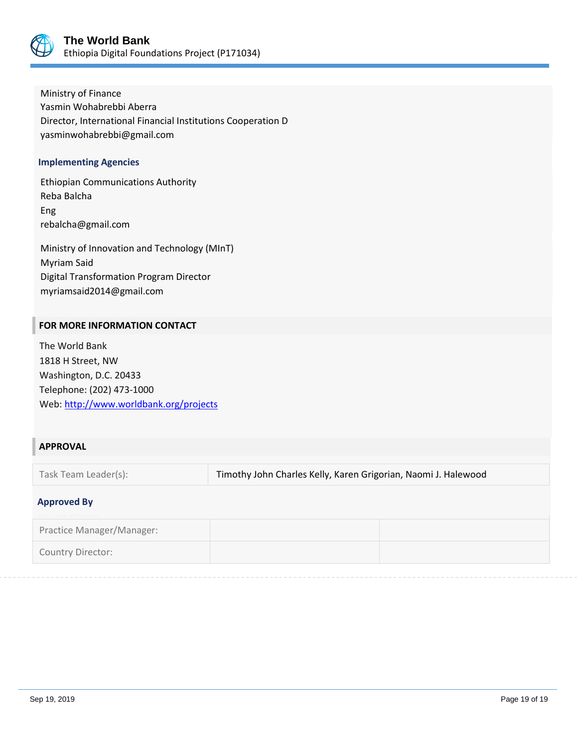Ministry of Finance
Yasmin Wohabrebbi Aberra
Director, International Financial Institutions Cooperation D
yasminwohabrebbi@gmail.com

### Implementing Agencies

Ethiopian Communications Authority
Reba Balcha
Eng
rebalcha@gmail.com

Ministry of Innovation and Technology (MInT)
Myriam Said
Digital Transformation Program Director
myriamsaid2014@gmail.com

## FOR MORE INFORMATION CONTACT

The World Bank
1818 H Street, NW
Washington, D.C. 20433
Telephone: (202) 473-1000
Web: http://www.worldbank.org/projects

## APPROVAL

| | |
|---|---|
| Task Team Leader(s): | Timothy John Charles Kelly, Karen Grigorian, Naomi J. Halewood |

### Approved By

| | | |
|---|---|---|
| Practice Manager/Manager: | | |
| Country Director: | | |